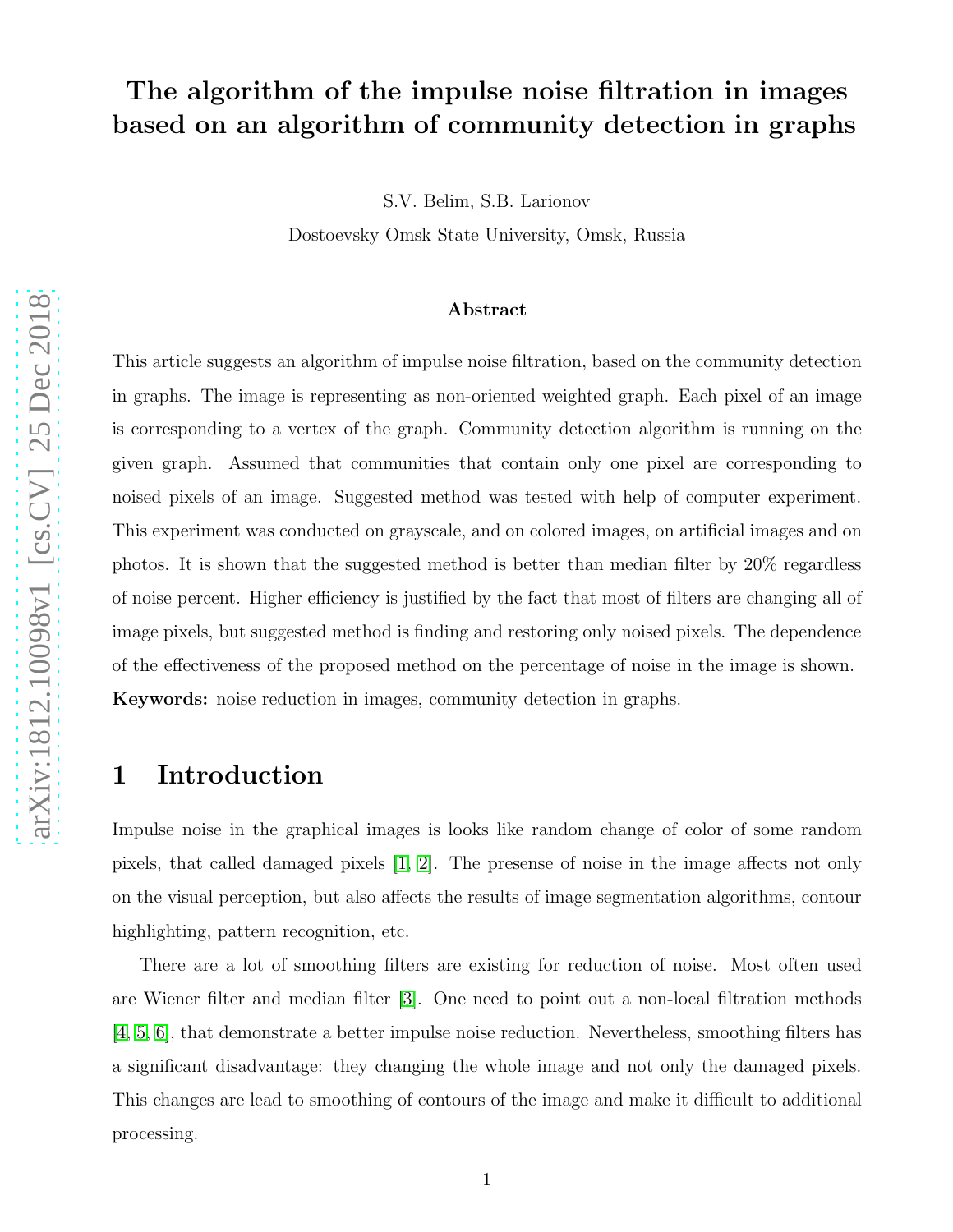# The algorithm of the impulse noise filtration in images based on an algorithm of community detection in graphs

S.V. Belim, S.B. Larionov

Dostoevsky Omsk State University, Omsk, Russia

### Abstract

This article suggests an algorithm of impulse noise filtration, based on the community detection in graphs. The image is representing as non-oriented weighted graph. Each pixel of an image is corresponding to a vertex of the graph. Community detection algorithm is running on the given graph. Assumed that communities that contain only one pixel are corresponding to noised pixels of an image. Suggested method was tested with help of computer experiment. This experiment was conducted on grayscale, and on colored images, on artificial images and on photos. It is shown that the suggested method is better than median filter by 20% regardless of noise percent. Higher efficiency is justified by the fact that most of filters are changing all of image pixels, but suggested method is finding and restoring only noised pixels. The dependence of the effectiveness of the proposed method on the percentage of noise in the image is shown.

**Keywords:** noise reduction in images, community detection in graphs.

## 1 Introduction

Impulse noise in the graphical images is looks like random change of color of some random pixels, that called damaged pixels [1, 2]. The presense of noise in the image affects not only on the visual perception, but also affects the results of image segmentation algorithms, contour highlighting, pattern recognition, etc.

There are a lot of smoothing filters are existing for reduction of noise. Most often used are Wiener filter and median filter [3]. One need to point out a non-local filtration methods [4, 5, 6], that demonstrate a better impulse noise reduction. Nevertheless, smoothing filters has a significant disadvantage: they changing the whole image and not only the damaged pixels. This changes are lead to smoothing of contours of the image and make it difficult to additional processing.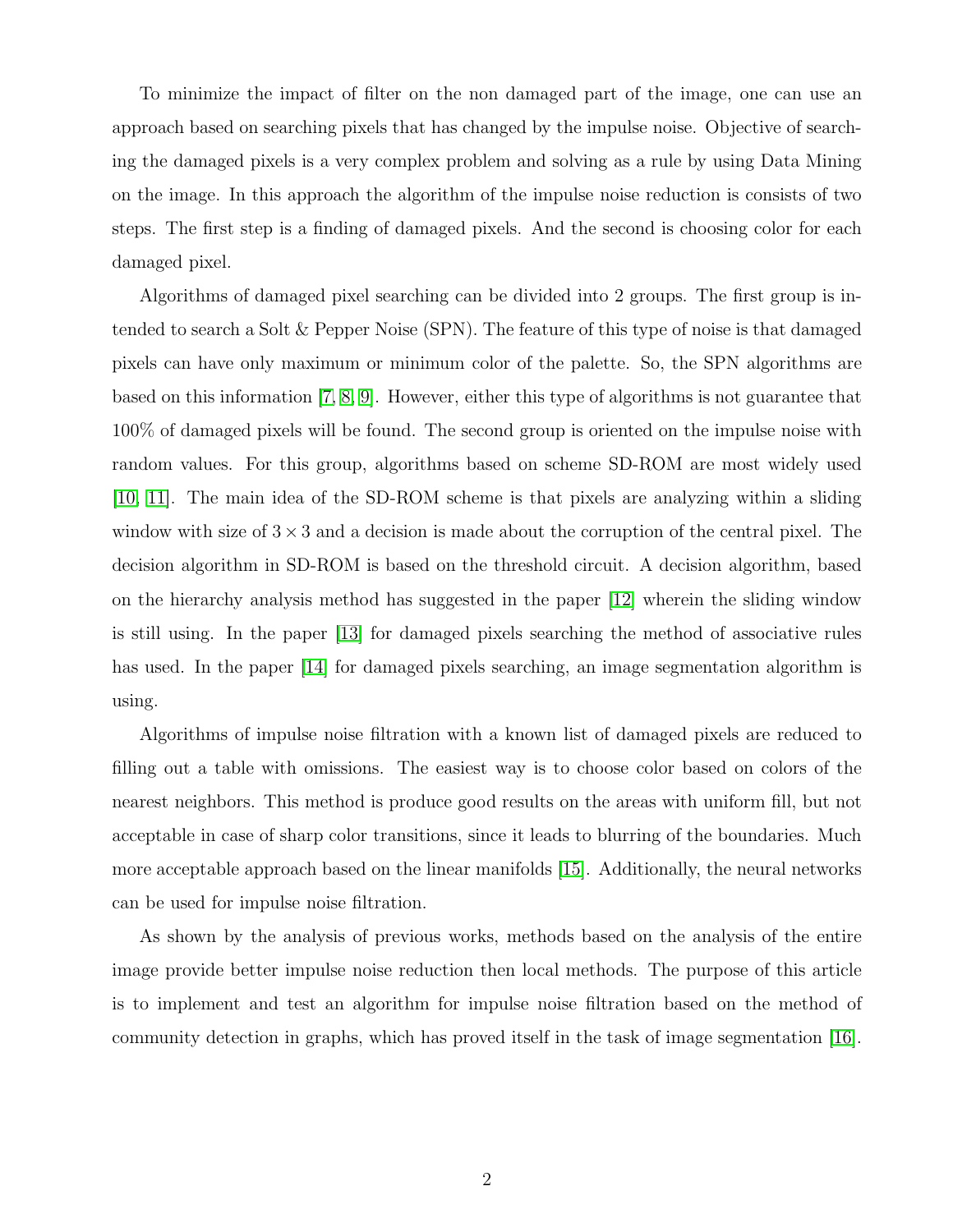To minimize the impact of filter on the non damaged part of the image, one can use an approach based on searching pixels that has changed by the impulse noise. Objective of searching the damaged pixels is a very complex problem and solving as a rule by using Data Mining on the image. In this approach the algorithm of the impulse noise reduction is consists of two steps. The first step is a finding of damaged pixels. And the second is choosing color for each damaged pixel.

Algorithms of damaged pixel searching can be divided into 2 groups. The first group is intended to search a Solt & Pepper Noise (SPN). The feature of this type of noise is that damaged pixels can have only maximum or minimum color of the palette. So, the SPN algorithms are based on this information [7, 8, 9]. However, either this type of algorithms is not guarantee that 100% of damaged pixels will be found. The second group is oriented on the impulse noise with random values. For this group, algorithms based on scheme SD-ROM are most widely used [10, 11]. The main idea of the SD-ROM scheme is that pixels are analyzing within a sliding window with size of $3 \times 3$ and a decision is made about the corruption of the central pixel. The decision algorithm in SD-ROM is based on the threshold circuit. A decision algorithm, based on the hierarchy analysis method has suggested in the paper [12] wherein the sliding window is still using. In the paper [13] for damaged pixels searching the method of associative rules has used. In the paper [14] for damaged pixels searching, an image segmentation algorithm is using.

Algorithms of impulse noise filtration with a known list of damaged pixels are reduced to filling out a table with omissions. The easiest way is to choose color based on colors of the nearest neighbors. This method is produce good results on the areas with uniform fill, but not acceptable in case of sharp color transitions, since it leads to blurring of the boundaries. Much more acceptable approach based on the linear manifolds [15]. Additionally, the neural networks can be used for impulse noise filtration.

As shown by the analysis of previous works, methods based on the analysis of the entire image provide better impulse noise reduction then local methods. The purpose of this article is to implement and test an algorithm for impulse noise filtration based on the method of community detection in graphs, which has proved itself in the task of image segmentation [16].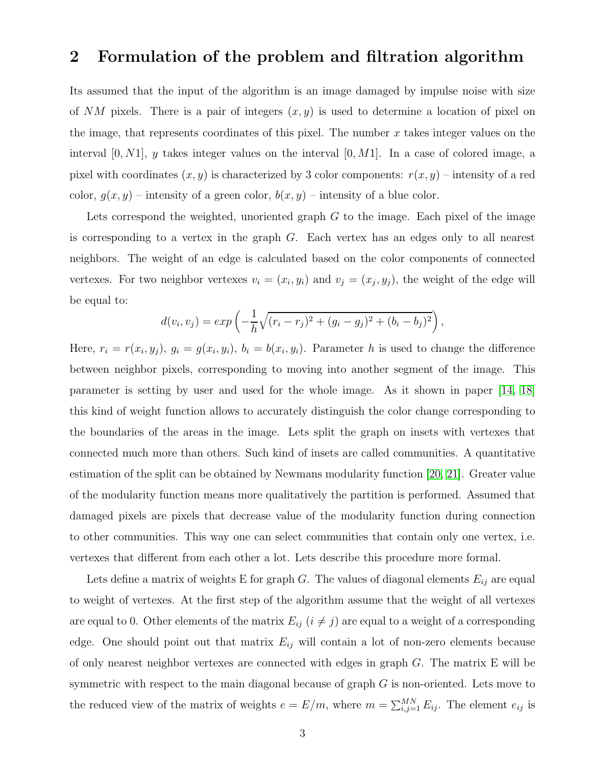## 2 Formulation of the problem and filtration algorithm

Its assumed that the input of the algorithm is an image damaged by impulse noise with size of $NM$ pixels. There is a pair of integers $(x, y)$ is used to determine a location of pixel on the image, that represents coordinates of this pixel. The number $x$ takes integer values on the interval $[0, N1]$, $y$ takes integer values on the interval $[0, M1]$. In a case of colored image, a pixel with coordinates $(x, y)$ is characterized by 3 color components: $r(x, y)$ – intensity of a red color, $g(x, y)$ – intensity of a green color, $b(x, y)$ – intensity of a blue color.

Lets correspond the weighted, unoriented graph $G$ to the image. Each pixel of the image is corresponding to a vertex in the graph $G$. Each vertex has an edges only to all nearest neighbors. The weight of an edge is calculated based on the color components of connected vertexes. For two neighbor vertexes $v_i = (x_i, y_i)$ and $v_j = (x_j, y_j)$, the weight of the edge will be equal to:

$$d(v_i, v_j) = exp\left(-\frac{1}{h}\sqrt{(r_i - r_j)^2 + (g_i - g_j)^2 + (b_i - b_j)^2}\right),$$

Here, $r_i = r(x_i, y_j)$, $g_i = g(x_i, y_i)$, $b_i = b(x_i, y_i)$. Parameter $h$ is used to change the difference between neighbor pixels, corresponding to moving into another segment of the image. This parameter is setting by user and used for the whole image. As it shown in paper [14, 18] this kind of weight function allows to accurately distinguish the color change corresponding to the boundaries of the areas in the image. Lets split the graph on insets with vertexes that connected much more than others. Such kind of insets are called communities. A quantitative estimation of the split can be obtained by Newmans modularity function [20, 21]. Greater value of the modularity function means more qualitatively the partition is performed. Assumed that damaged pixels are pixels that decrease value of the modularity function during connection to other communities. This way one can select communities that contain only one vertex, i.e. vertexes that different from each other a lot. Lets describe this procedure more formal.

Lets define a matrix of weights E for graph $G$. The values of diagonal elements $E_{ij}$ are equal to weight of vertexes. At the first step of the algorithm assume that the weight of all vertexes are equal to 0. Other elements of the matrix $E_{ij}$ $(i \neq j)$ are equal to a weight of a corresponding edge. One should point out that matrix $E_{ij}$ will contain a lot of non-zero elements because of only nearest neighbor vertexes are connected with edges in graph $G$. The matrix E will be symmetric with respect to the main diagonal because of graph $G$ is non-oriented. Lets move to the reduced view of the matrix of weights $e = E/m$, where $m = \sum_{i,j=1}^{MN} E_{ij}$. The element $e_{ij}$ is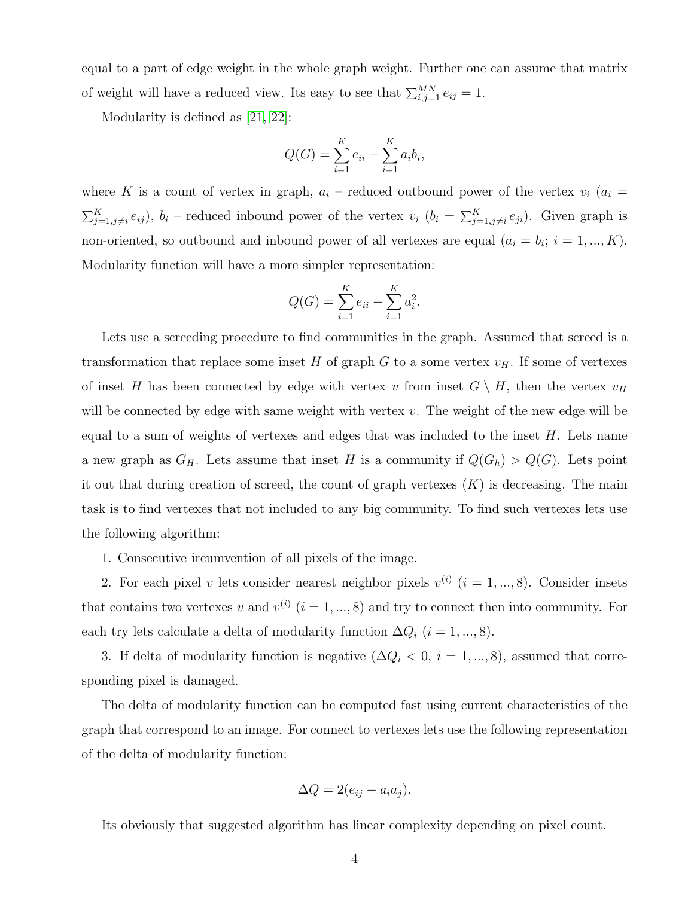equal to a part of edge weight in the whole graph weight. Further one can assume that matrix of weight will have a reduced view. Its easy to see that $\sum_{i,j=1}^{MN} e_{ij} = 1$.

Modularity is defined as [21, 22]:

$$Q(G) = \sum_{i=1}^{K} e_{ii} - \sum_{i=1}^{K} a_i b_i,$$

where $K$ is a count of vertex in graph, $a_i$ – reduced outbound power of the vertex $v_i$ ($a_i = \sum_{j=1, j \neq i}^{K} e_{ij}$), $b_i$ – reduced inbound power of the vertex $v_i$ ($b_i = \sum_{j=1, j \neq i}^{K} e_{ji}$). Given graph is non-oriented, so outbound and inbound power of all vertexes are equal ($a_i = b_i$; $i = 1, ..., K$). Modularity function will have a more simpler representation:

$$Q(G) = \sum_{i=1}^{K} e_{ii} - \sum_{i=1}^{K} a_i^2.$$

Lets use a screeding procedure to find communities in the graph. Assumed that screed is a transformation that replace some inset $H$ of graph $G$ to a some vertex $v_H$. If some of vertexes of inset $H$ has been connected by edge with vertex $v$ from inset $G \setminus H$, then the vertex $v_H$ will be connected by edge with same weight with vertex $v$. The weight of the new edge will be equal to a sum of weights of vertexes and edges that was included to the inset $H$. Lets name a new graph as $G_H$. Lets assume that inset $H$ is a community if $Q(G_h) > Q(G)$. Lets point it out that during creation of screed, the count of graph vertexes ($K$) is decreasing. The main task is to find vertexes that not included to any big community. To find such vertexes lets use the following algorithm:

1. Consecutive ircumvention of all pixels of the image.

2. For each pixel $v$ lets consider nearest neighbor pixels $v^{(i)}$ ($i = 1, ..., 8$). Consider insets that contains two vertexes $v$ and $v^{(i)}$ ($i = 1, ..., 8$) and try to connect then into community. For each try lets calculate a delta of modularity function $\Delta Q_i$ ($i = 1, ..., 8$).

3. If delta of modularity function is negative ($\Delta Q_i < 0$, $i = 1, ..., 8$), assumed that corresponding pixel is damaged.

The delta of modularity function can be computed fast using current characteristics of the graph that correspond to an image. For connect to vertexes lets use the following representation of the delta of modularity function:

$$\Delta Q = 2(e_{ij} - a_i a_j).$$

Its obviously that suggested algorithm has linear complexity depending on pixel count.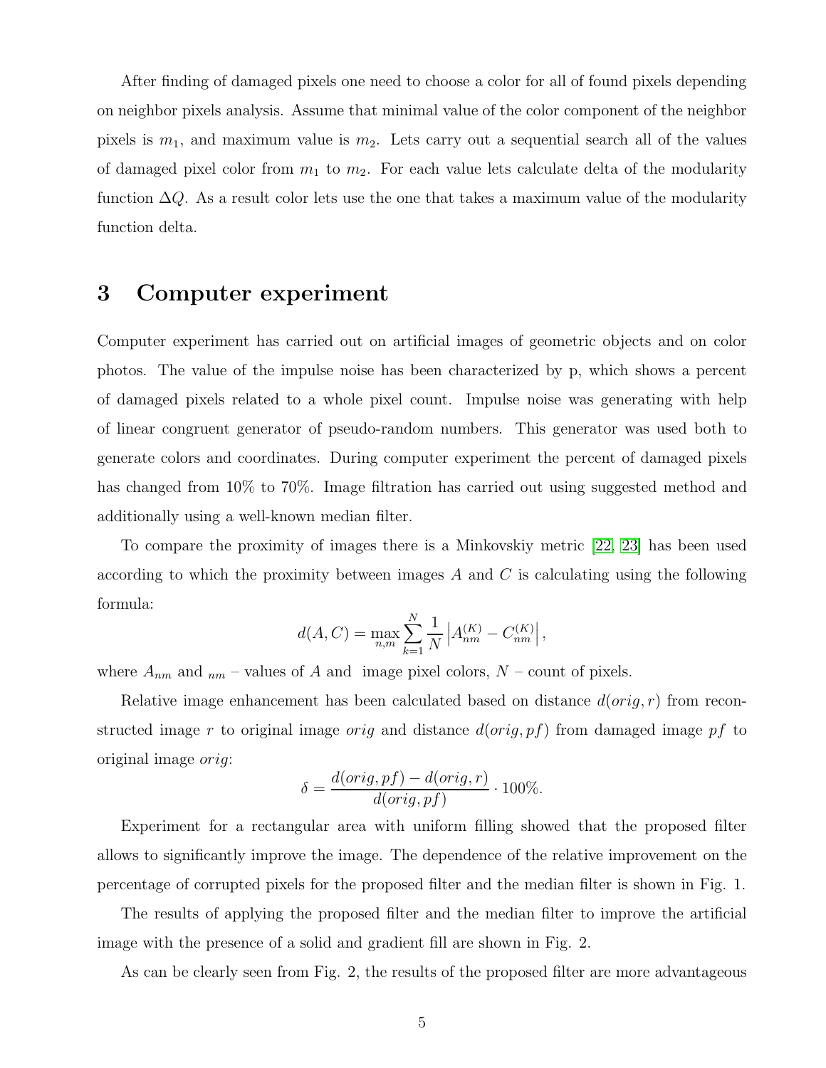After finding of damaged pixels one need to choose a color for all of found pixels depending on neighbor pixels analysis. Assume that minimal value of the color component of the neighbor pixels is $m_1$, and maximum value is $m_2$. Lets carry out a sequential search all of the values of damaged pixel color from $m_1$ to $m_2$. For each value lets calculate delta of the modularity function $\Delta Q$. As a result color lets use the one that takes a maximum value of the modularity function delta.

# 3 Computer experiment

Computer experiment has carried out on artificial images of geometric objects and on color photos. The value of the impulse noise has been characterized by p, which shows a percent of damaged pixels related to a whole pixel count. Impulse noise was generating with help of linear congruent generator of pseudo-random numbers. This generator was used both to generate colors and coordinates. During computer experiment the percent of damaged pixels has changed from 10% to 70%. Image filtration has carried out using suggested method and additionally using a well-known median filter.

To compare the proximity of images there is a Minkovskiy metric [22, 23] has been used according to which the proximity between images $A$ and $C$ is calculating using the following formula:

$$d(A,C) = \max_{n,m} \sum_{k=1}^{N} \frac{1}{N} \left| A_{nm}^{(K)} - C_{nm}^{(K)} \right|,$$

where $A_{nm}$ and $_{nm}$ – values of $A$ and  image pixel colors, $N$ – count of pixels.

Relative image enhancement has been calculated based on distance $d(orig, r)$ from reconstructed image $r$ to original image $orig$ and distance $d(orig, pf)$ from damaged image $pf$ to original image $orig$:

$$\delta = \frac{d(orig, pf) - d(orig, r)}{d(orig, pf)} \cdot 100\%.$$

Experiment for a rectangular area with uniform filling showed that the proposed filter allows to significantly improve the image. The dependence of the relative improvement on the percentage of corrupted pixels for the proposed filter and the median filter is shown in Fig. 1.

The results of applying the proposed filter and the median filter to improve the artificial image with the presence of a solid and gradient fill are shown in Fig. 2.

As can be clearly seen from Fig. 2, the results of the proposed filter are more advantageous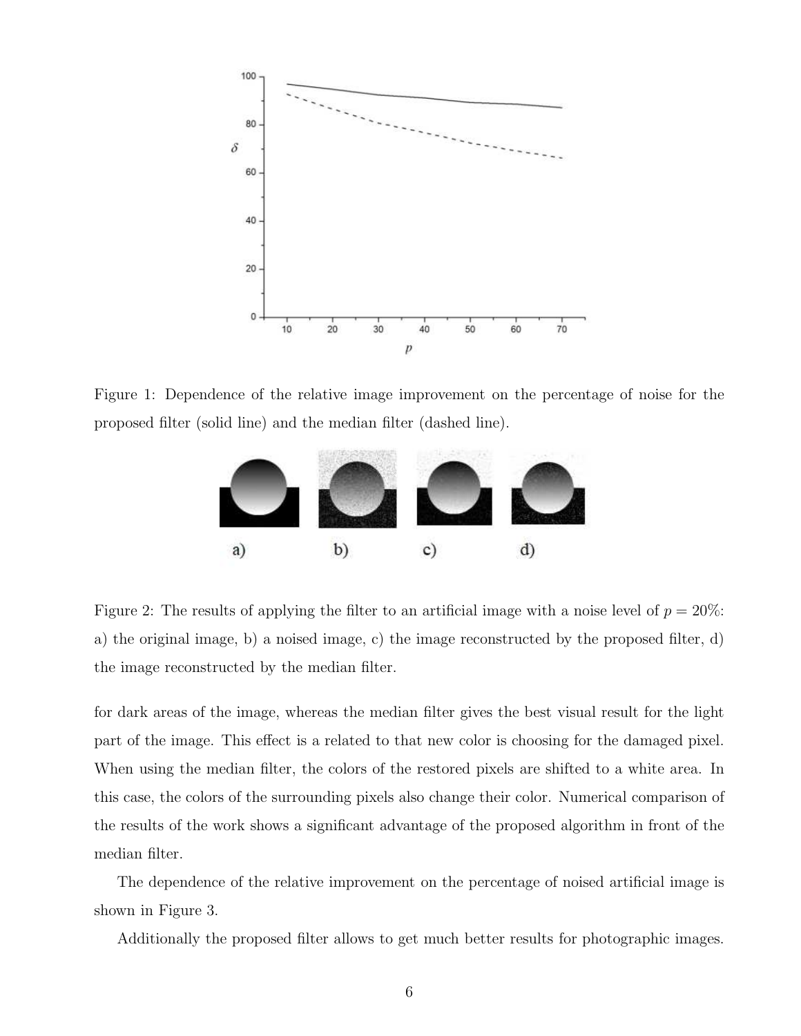Figure 1: Dependence of the relative image improvement on the percentage of noise for the proposed filter (solid line) and the median filter (dashed line).

Figure 2: The results of applying the filter to an artificial image with a noise level of $p = 20\%$: a) the original image, b) a noised image, c) the image reconstructed by the proposed filter, d) the image reconstructed by the median filter.

for dark areas of the image, whereas the median filter gives the best visual result for the light part of the image. This effect is a related to that new color is choosing for the damaged pixel. When using the median filter, the colors of the restored pixels are shifted to a white area. In this case, the colors of the surrounding pixels also change their color. Numerical comparison of the results of the work shows a significant advantage of the proposed algorithm in front of the median filter.

The dependence of the relative improvement on the percentage of noised artificial image is shown in Figure 3.

Additionally the proposed filter allows to get much better results for photographic images.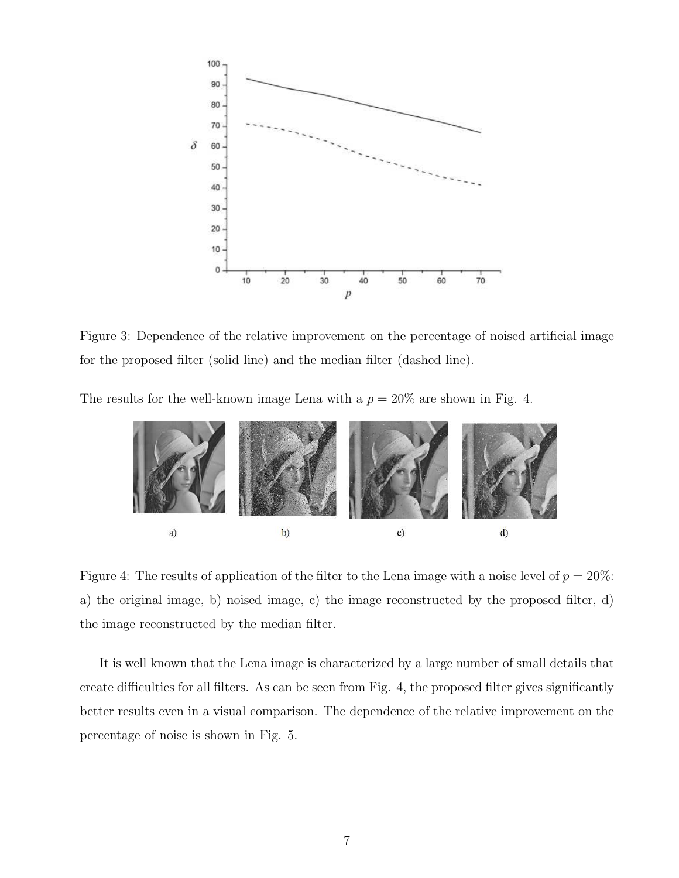Figure 3: Dependence of the relative improvement on the percentage of noised artificial image for the proposed filter (solid line) and the median filter (dashed line).

The results for the well-known image Lena with a $p = 20\%$ are shown in Fig. 4.

Figure 4: The results of application of the filter to the Lena image with a noise level of $p = 20\%$: a) the original image, b) noised image, c) the image reconstructed by the proposed filter, d) the image reconstructed by the median filter.

It is well known that the Lena image is characterized by a large number of small details that create difficulties for all filters. As can be seen from Fig. 4, the proposed filter gives significantly better results even in a visual comparison. The dependence of the relative improvement on the percentage of noise is shown in Fig. 5.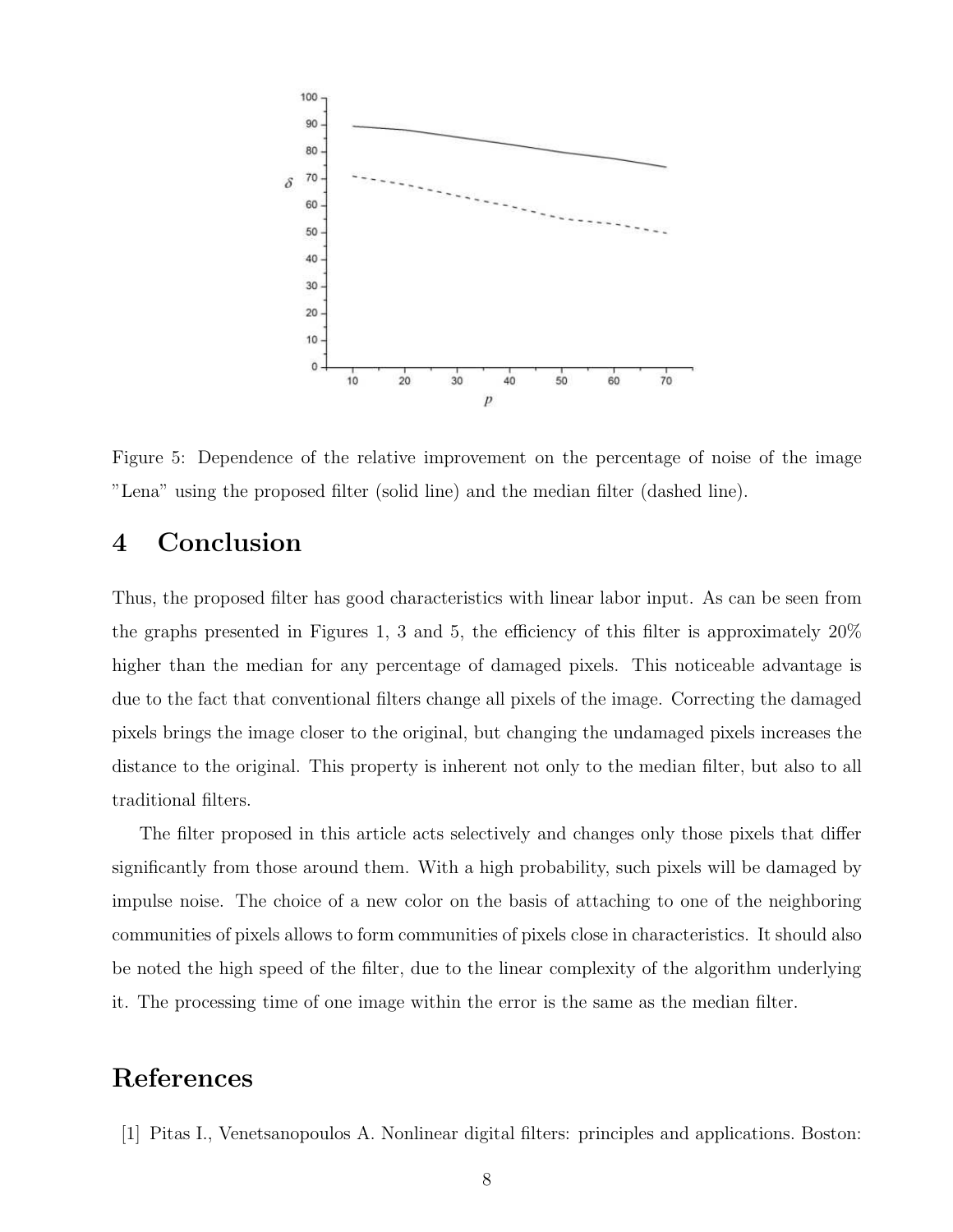Figure 5: Dependence of the relative improvement on the percentage of noise of the image "Lena" using the proposed filter (solid line) and the median filter (dashed line).

# 4 Conclusion

Thus, the proposed filter has good characteristics with linear labor input. As can be seen from the graphs presented in Figures 1, 3 and 5, the efficiency of this filter is approximately 20% higher than the median for any percentage of damaged pixels. This noticeable advantage is due to the fact that conventional filters change all pixels of the image. Correcting the damaged pixels brings the image closer to the original, but changing the undamaged pixels increases the distance to the original. This property is inherent not only to the median filter, but also to all traditional filters.

The filter proposed in this article acts selectively and changes only those pixels that differ significantly from those around them. With a high probability, such pixels will be damaged by impulse noise. The choice of a new color on the basis of attaching to one of the neighboring communities of pixels allows to form communities of pixels close in characteristics. It should also be noted the high speed of the filter, due to the linear complexity of the algorithm underlying it. The processing time of one image within the error is the same as the median filter.

# References

[1] Pitas I., Venetsanopoulos A. Nonlinear digital filters: principles and applications. Boston: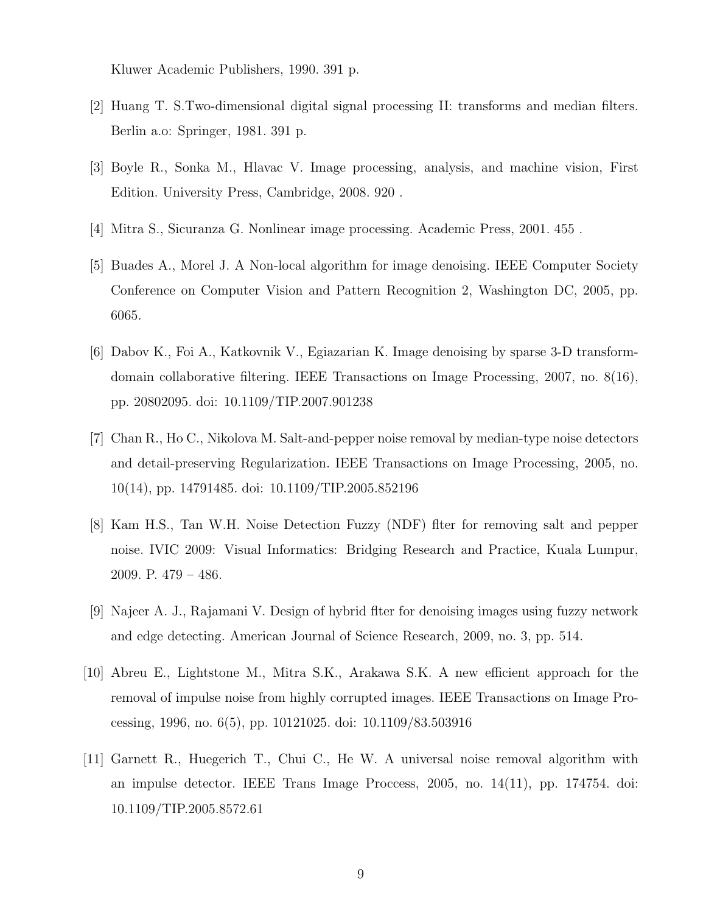Kluwer Academic Publishers, 1990. 391 p.

[2] Huang T. S.Two-dimensional digital signal processing II: transforms and median filters. Berlin a.o: Springer, 1981. 391 p.

[3] Boyle R., Sonka M., Hlavac V. Image processing, analysis, and machine vision, First Edition. University Press, Cambridge, 2008. 920 .

[4] Mitra S., Sicuranza G. Nonlinear image processing. Academic Press, 2001. 455 .

[5] Buades A., Morel J. A Non-local algorithm for image denoising. IEEE Computer Society Conference on Computer Vision and Pattern Recognition 2, Washington DC, 2005, pp. 6065.

[6] Dabov K., Foi A., Katkovnik V., Egiazarian K. Image denoising by sparse 3-D transform-domain collaborative filtering. IEEE Transactions on Image Processing, 2007, no. 8(16), pp. 20802095. doi: 10.1109/TIP.2007.901238

[7] Chan R., Ho C., Nikolova M. Salt-and-pepper noise removal by median-type noise detectors and detail-preserving Regularization. IEEE Transactions on Image Processing, 2005, no. 10(14), pp. 14791485. doi: 10.1109/TIP.2005.852196

[8] Kam H.S., Tan W.H. Noise Detection Fuzzy (NDF) flter for removing salt and pepper noise. IVIC 2009: Visual Informatics: Bridging Research and Practice, Kuala Lumpur, 2009. P. 479 – 486.

[9] Najeer A. J., Rajamani V. Design of hybrid flter for denoising images using fuzzy network and edge detecting. American Journal of Science Research, 2009, no. 3, pp. 514.

[10] Abreu E., Lightstone M., Mitra S.K., Arakawa S.K. A new efficient approach for the removal of impulse noise from highly corrupted images. IEEE Transactions on Image Processing, 1996, no. 6(5), pp. 10121025. doi: 10.1109/83.503916

[11] Garnett R., Huegerich T., Chui C., He W. A universal noise removal algorithm with an impulse detector. IEEE Trans Image Proccess, 2005, no. 14(11), pp. 174754. doi: 10.1109/TIP.2005.8572.61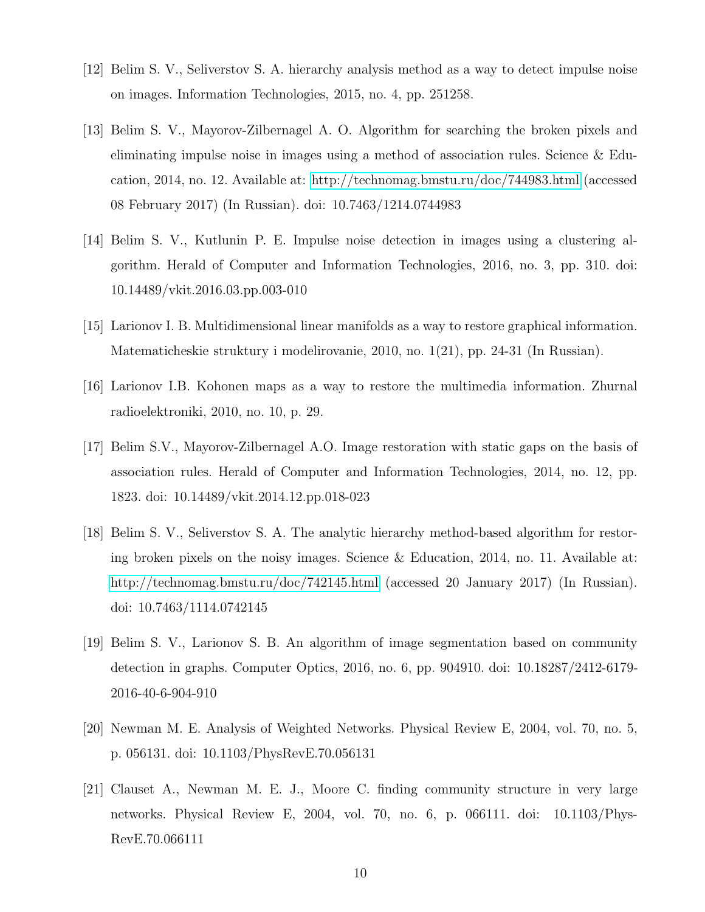[12] Belim S. V., Seliverstov S. A. hierarchy analysis method as a way to detect impulse noise on images. Information Technologies, 2015, no. 4, pp. 251258.

[13] Belim S. V., Mayorov-Zilbernagel A. O. Algorithm for searching the broken pixels and eliminating impulse noise in images using a method of association rules. Science & Education, 2014, no. 12. Available at: http://technomag.bmstu.ru/doc/744983.html (accessed 08 February 2017) (In Russian). doi: 10.7463/1214.0744983

[14] Belim S. V., Kutlunin P. E. Impulse noise detection in images using a clustering algorithm. Herald of Computer and Information Technologies, 2016, no. 3, pp. 310. doi: 10.14489/vkit.2016.03.pp.003-010

[15] Larionov I. B. Multidimensional linear manifolds as a way to restore graphical information. Matematicheskie struktury i modelirovanie, 2010, no. 1(21), pp. 24-31 (In Russian).

[16] Larionov I.B. Kohonen maps as a way to restore the multimedia information. Zhurnal radioelektroniki, 2010, no. 10, p. 29.

[17] Belim S.V., Mayorov-Zilbernagel A.O. Image restoration with static gaps on the basis of association rules. Herald of Computer and Information Technologies, 2014, no. 12, pp. 1823. doi: 10.14489/vkit.2014.12.pp.018-023

[18] Belim S. V., Seliverstov S. A. The analytic hierarchy method-based algorithm for restoring broken pixels on the noisy images. Science & Education, 2014, no. 11. Available at: http://technomag.bmstu.ru/doc/742145.html (accessed 20 January 2017) (In Russian). doi: 10.7463/1114.0742145

[19] Belim S. V., Larionov S. B. An algorithm of image segmentation based on community detection in graphs. Computer Optics, 2016, no. 6, pp. 904910. doi: 10.18287/2412-6179-2016-40-6-904-910

[20] Newman M. E. Analysis of Weighted Networks. Physical Review E, 2004, vol. 70, no. 5, p. 056131. doi: 10.1103/PhysRevE.70.056131

[21] Clauset A., Newman M. E. J., Moore C. finding community structure in very large networks. Physical Review E, 2004, vol. 70, no. 6, p. 066111. doi: 10.1103/PhysRevE.70.066111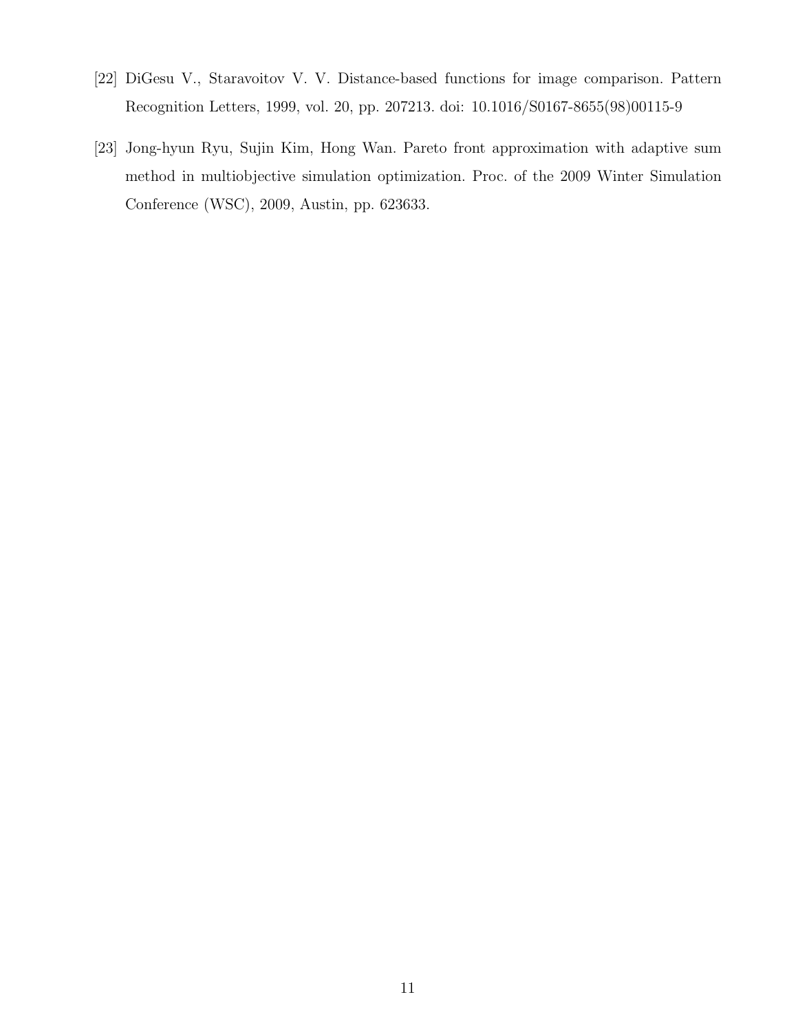[22] DiGesu V., Staravoitov V. V. Distance-based functions for image comparison. Pattern Recognition Letters, 1999, vol. 20, pp. 207213. doi: 10.1016/S0167-8655(98)00115-9

[23] Jong-hyun Ryu, Sujin Kim, Hong Wan. Pareto front approximation with adaptive sum method in multiobjective simulation optimization. Proc. of the 2009 Winter Simulation Conference (WSC), 2009, Austin, pp. 623633.